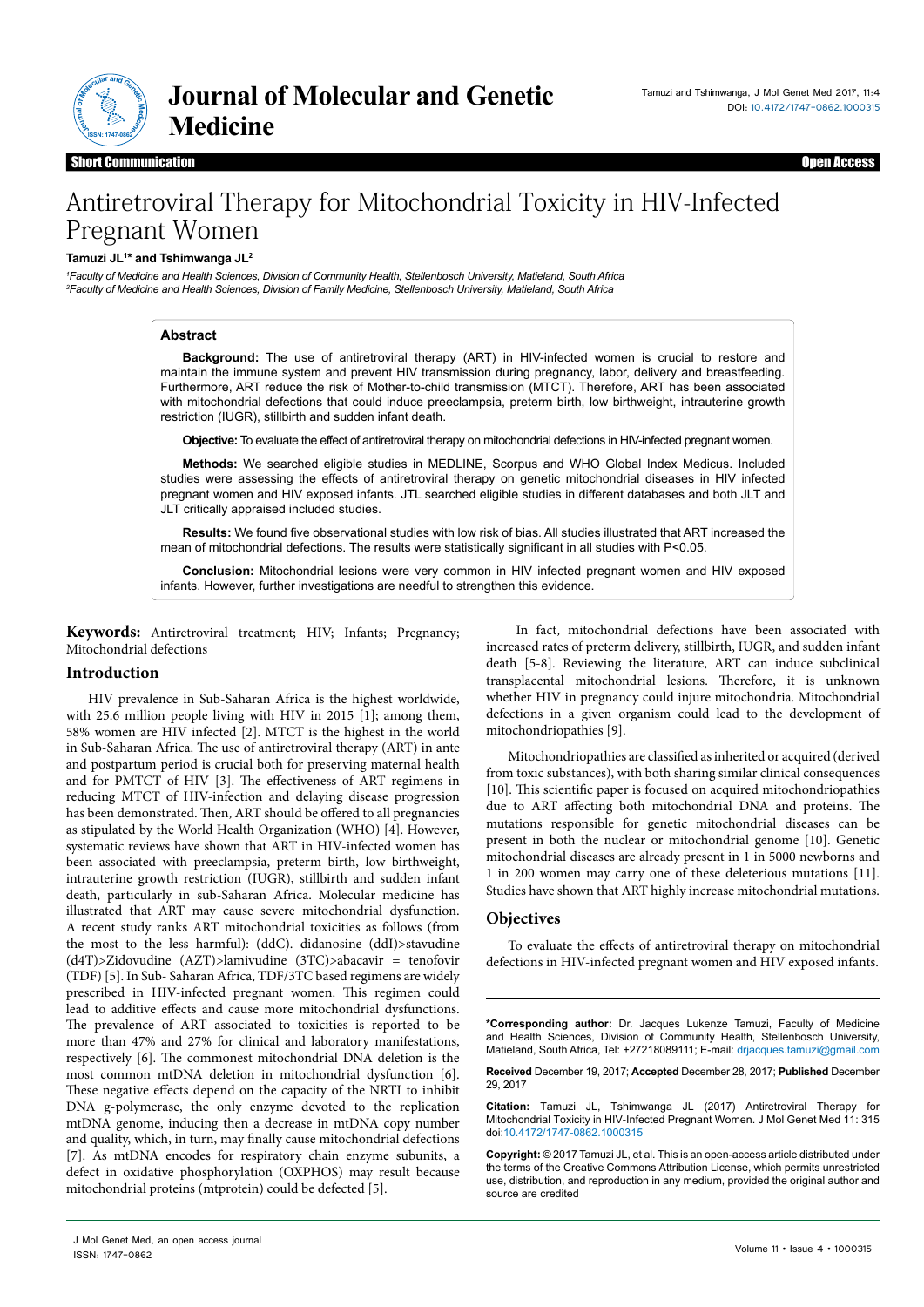Short Communication — Open Access

# Antiretroviral Therapy for Mitochondrial Toxicity in HIV-Infected Pregnant Women

**Tamuzi JL[1]* and Tshimwanga JL[2]**

[1]*Faculty of Medicine and Health Sciences, Division of Community Health, Stellenbosch University, Matieland, South Africa*
[2]*Faculty of Medicine and Health Sciences, Division of Family Medicine, Stellenbosch University, Matieland, South Africa*

## Abstract

**Background:** The use of antiretroviral therapy (ART) in HIV-infected women is crucial to restore and maintain the immune system and prevent HIV transmission during pregnancy, labor, delivery and breastfeeding. Furthermore, ART reduce the risk of Mother-to-child transmission (MTCT). Therefore, ART has been associated with mitochondrial defections that could induce preeclampsia, preterm birth, low birthweight, intrauterine growth restriction (IUGR), stillbirth and sudden infant death.

**Objective:** To evaluate the effect of antiretroviral therapy on mitochondrial defections in HIV-infected pregnant women.

**Methods:** We searched eligible studies in MEDLINE, Scorpus and WHO Global Index Medicus. Included studies were assessing the effects of antiretroviral therapy on genetic mitochondrial diseases in HIV infected pregnant women and HIV exposed infants. JTL searched eligible studies in different databases and both JLT and JLT critically appraised included studies.

**Results:** We found five observational studies with low risk of bias. All studies illustrated that ART increased the mean of mitochondrial defections. The results were statistically significant in all studies with P<0.05.

**Conclusion:** Mitochondrial lesions were very common in HIV infected pregnant women and HIV exposed infants. However, further investigations are needful to strengthen this evidence.

**Keywords:** Antiretroviral treatment; HIV; Infants; Pregnancy; Mitochondrial defections

## Introduction

HIV prevalence in Sub-Saharan Africa is the highest worldwide, with 25.6 million people living with HIV in 2015 [1]; among them, 58% women are HIV infected [2]. MTCT is the highest in the world in Sub-Saharan Africa. The use of antiretroviral therapy (ART) in ante and postpartum period is crucial both for preserving maternal health and for PMTCT of HIV [3]. The effectiveness of ART regimens in reducing MTCT of HIV-infection and delaying disease progression has been demonstrated. Then, ART should be offered to all pregnancies as stipulated by the World Health Organization (WHO) [4]. However, systematic reviews have shown that ART in HIV-infected women has been associated with preeclampsia, preterm birth, low birthweight, intrauterine growth restriction (IUGR), stillbirth and sudden infant death, particularly in sub-Saharan Africa. Molecular medicine has illustrated that ART may cause severe mitochondrial dysfunction. A recent study ranks ART mitochondrial toxicities as follows (from the most to the less harmful): (ddC). didanosine (ddI)>stavudine (d4T)>Zidovudine (AZT)>lamivudine (3TC)>abacavir = tenofovir (TDF) [5]. In Sub- Saharan Africa, TDF/3TC based regimens are widely prescribed in HIV-infected pregnant women. This regimen could lead to additive effects and cause more mitochondrial dysfunctions. The prevalence of ART associated to toxicities is reported to be more than 47% and 27% for clinical and laboratory manifestations, respectively [6]. The commonest mitochondrial DNA deletion is the most common mtDNA deletion in mitochondrial dysfunction [6]. These negative effects depend on the capacity of the NRTI to inhibit DNA g-polymerase, the only enzyme devoted to the replication mtDNA genome, inducing then a decrease in mtDNA copy number and quality, which, in turn, may finally cause mitochondrial defections [7]. As mtDNA encodes for respiratory chain enzyme subunits, a defect in oxidative phosphorylation (OXPHOS) may result because mitochondrial proteins (mtprotein) could be defected [5].

In fact, mitochondrial defections have been associated with increased rates of preterm delivery, stillbirth, IUGR, and sudden infant death [5-8]. Reviewing the literature, ART can induce subclinical transplacental mitochondrial lesions. Therefore, it is unknown whether HIV in pregnancy could injure mitochondria. Mitochondrial defections in a given organism could lead to the development of mitochondriopathies [9].

Mitochondriopathies are classified as inherited or acquired (derived from toxic substances), with both sharing similar clinical consequences [10]. This scientific paper is focused on acquired mitochondriopathies due to ART affecting both mitochondrial DNA and proteins. The mutations responsible for genetic mitochondrial diseases can be present in both the nuclear or mitochondrial genome [10]. Genetic mitochondrial diseases are already present in 1 in 5000 newborns and 1 in 200 women may carry one of these deleterious mutations [11]. Studies have shown that ART highly increase mitochondrial mutations.

## Objectives

To evaluate the effects of antiretroviral therapy on mitochondrial defections in HIV-infected pregnant women and HIV exposed infants.

---

**\*Corresponding author:** Dr. Jacques Lukenze Tamuzi, Faculty of Medicine and Health Sciences, Division of Community Health, Stellenbosch University, Matieland, South Africa, Tel: +27218089111; E-mail: drjacques.tamuzi@gmail.com

**Received** December 19, 2017; **Accepted** December 28, 2017; **Published** December 29, 2017

**Citation:** Tamuzi JL, Tshimwanga JL (2017) Antiretroviral Therapy for Mitochondrial Toxicity in HIV-Infected Pregnant Women. J Mol Genet Med 11: 315 doi:10.4172/1747-0862.1000315

**Copyright:** © 2017 Tamuzi JL, et al. This is an open-access article distributed under the terms of the Creative Commons Attribution License, which permits unrestricted use, distribution, and reproduction in any medium, provided the original author and source are credited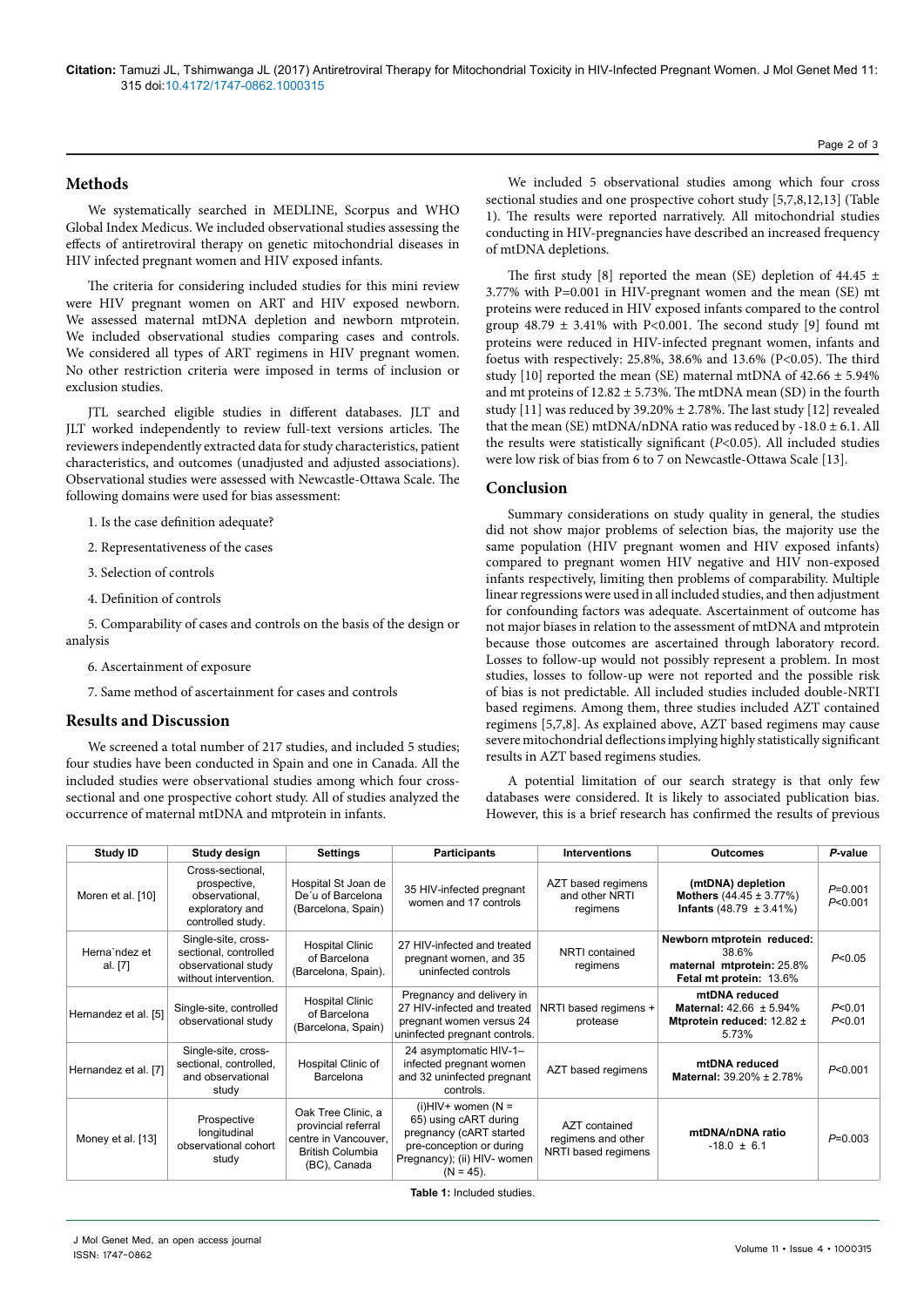## Methods

We systematically searched in MEDLINE, Scorpus and WHO Global Index Medicus. We included observational studies assessing the effects of antiretroviral therapy on genetic mitochondrial diseases in HIV infected pregnant women and HIV exposed infants.

The criteria for considering included studies for this mini review were HIV pregnant women on ART and HIV exposed newborn. We assessed maternal mtDNA depletion and newborn mtprotein. We included observational studies comparing cases and controls. We considered all types of ART regimens in HIV pregnant women. No other restriction criteria were imposed in terms of inclusion or exclusion studies.

JTL searched eligible studies in different databases. JLT and JLT worked independently to review full-text versions articles. The reviewers independently extracted data for study characteristics, patient characteristics, and outcomes (unadjusted and adjusted associations). Observational studies were assessed with Newcastle-Ottawa Scale. The following domains were used for bias assessment:

1. Is the case definition adequate?
2. Representativeness of the cases
3. Selection of controls
4. Definition of controls
5. Comparability of cases and controls on the basis of the design or analysis
6. Ascertainment of exposure
7. Same method of ascertainment for cases and controls

## Results and Discussion

We screened a total number of 217 studies, and included 5 studies; four studies have been conducted in Spain and one in Canada. All the included studies were observational studies among which four cross-sectional and one prospective cohort study. All of studies analyzed the occurrence of maternal mtDNA and mtprotein in infants.

We included 5 observational studies among which four cross sectional studies and one prospective cohort study [5,7,8,12,13] (Table 1). The results were reported narratively. All mitochondrial studies conducting in HIV-pregnancies have described an increased frequency of mtDNA depletions.

The first study [8] reported the mean (SE) depletion of 44.45 ± 3.77% with P=0.001 in HIV-pregnant women and the mean (SE) mt proteins were reduced in HIV exposed infants compared to the control group 48.79 ± 3.41% with P<0.001. The second study [9] found mt proteins were reduced in HIV-infected pregnant women, infants and foetus with respectively: 25.8%, 38.6% and 13.6% (P<0.05). The third study [10] reported the mean (SE) maternal mtDNA of 42.66 ± 5.94% and mt proteins of 12.82 ± 5.73%. The mtDNA mean (SD) in the fourth study [11] was reduced by 39.20% ± 2.78%. The last study [12] revealed that the mean (SE) mtDNA/nDNA ratio was reduced by -18.0 ± 6.1. All the results were statistically significant (*P*<0.05). All included studies were low risk of bias from 6 to 7 on Newcastle-Ottawa Scale [13].

## Conclusion

Summary considerations on study quality in general, the studies did not show major problems of selection bias, the majority use the same population (HIV pregnant women and HIV exposed infants) compared to pregnant women HIV negative and HIV non-exposed infants respectively, limiting then problems of comparability. Multiple linear regressions were used in all included studies, and then adjustment for confounding factors was adequate. Ascertainment of outcome has not major biases in relation to the assessment of mtDNA and mtprotein because those outcomes are ascertained through laboratory record. Losses to follow-up would not possibly represent a problem. In most studies, losses to follow-up were not reported and the possible risk of bias is not predictable. All included studies included double-NRTI based regimens. Among them, three studies included AZT contained regimens [5,7,8]. As explained above, AZT based regimens may cause severe mitochondrial deflections implying highly statistically significant results in AZT based regimens studies.

A potential limitation of our search strategy is that only few databases were considered. It is likely to associated publication bias. However, this is a brief research has confirmed the results of previous

| Study ID | Study design | Settings | Participants | Interventions | Outcomes | *P*-value |
|---|---|---|---|---|---|---|
| Moren et al. [10] | Cross-sectional, prospective, observational, exploratory and controlled study. | Hospital St Joan de De´u of Barcelona (Barcelona, Spain) | 35 HIV-infected pregnant women and 17 controls | AZT based regimens and other NRTI regimens | **(mtDNA) depletion** **Mothers** (44.45 ± 3.77%) **Infants** (48.79 ± 3.41%) | *P*=0.001 *P*<0.001 |
| Herna`ndez et al. [7] | Single-site, cross-sectional, controlled observational study without intervention. | Hospital Clinic of Barcelona (Barcelona, Spain). | 27 HIV-infected and treated pregnant women, and 35 uninfected controls | NRTI contained regimens | **Newborn mtprotein reduced:** 38.6% **maternal mtprotein:** 25.8% **Fetal mt protein:** 13.6% | *P*<0.05 |
| Hernandez et al. [5] | Single-site, controlled observational study | Hospital Clinic of Barcelona (Barcelona, Spain) | Pregnancy and delivery in 27 HIV-infected and treated pregnant women versus 24 uninfected pregnant controls. | NRTI based regimens + protease | **mtDNA reduced** **Maternal:** 42.66 ± 5.94% **Mtprotein reduced:** 12.82 ± 5.73% | *P*<0.01 *P*<0.01 |
| Hernandez et al. [7] | Single-site, cross-sectional, controlled, and observational study | Hospital Clinic of Barcelona | 24 asymptomatic HIV-1–infected pregnant women and 32 uninfected pregnant controls. | AZT based regimens | **mtDNA reduced** **Maternal:** 39.20% ± 2.78% | *P*<0.001 |
| Money et al. [13] | Prospective longitudinal observational cohort study | Oak Tree Clinic, a provincial referral centre in Vancouver, British Columbia (BC), Canada | (i)HIV+ women (N = 65) using cART during pregnancy (cART started pre-conception or during Pregnancy); (ii) HIV- women (N = 45). | AZT contained regimens and other NRTI based regimens | **mtDNA/nDNA ratio** -18.0 ± 6.1 | *P*=0.003 |

**Table 1:** Included studies.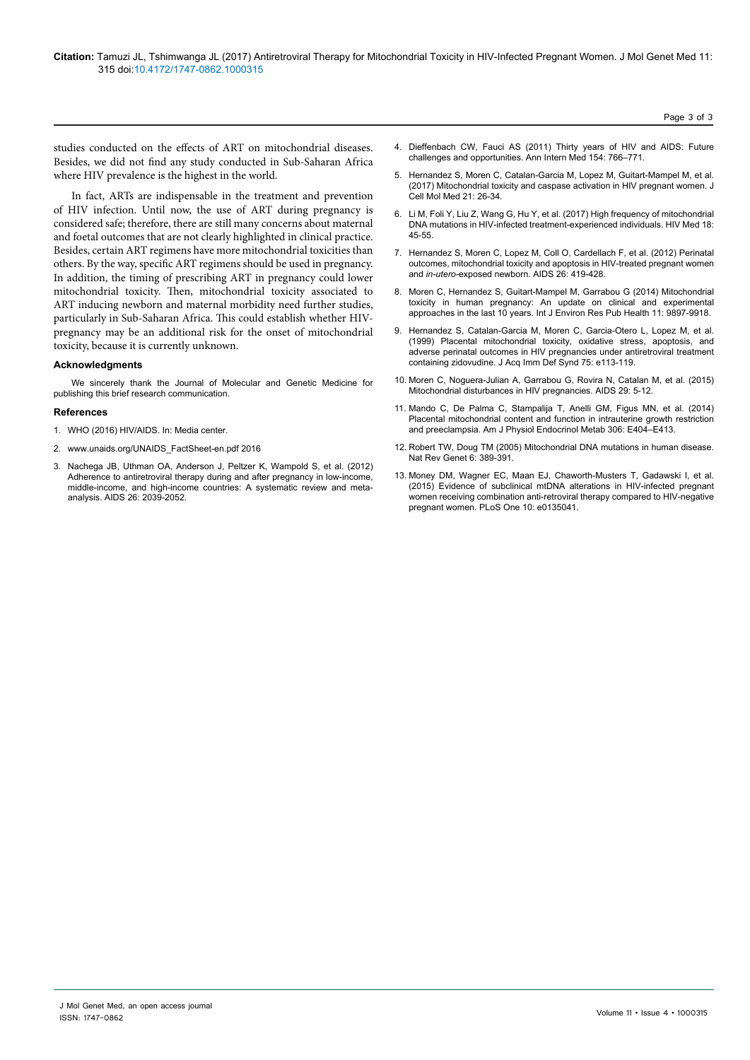studies conducted on the effects of ART on mitochondrial diseases. Besides, we did not find any study conducted in Sub-Saharan Africa where HIV prevalence is the highest in the world.

In fact, ARTs are indispensable in the treatment and prevention of HIV infection. Until now, the use of ART during pregnancy is considered safe; therefore, there are still many concerns about maternal and foetal outcomes that are not clearly highlighted in clinical practice. Besides, certain ART regimens have more mitochondrial toxicities than others. By the way, specific ART regimens should be used in pregnancy. In addition, the timing of prescribing ART in pregnancy could lower mitochondrial toxicity. Then, mitochondrial toxicity associated to ART inducing newborn and maternal morbidity need further studies, particularly in Sub-Saharan Africa. This could establish whether HIV-pregnancy may be an additional risk for the onset of mitochondrial toxicity, because it is currently unknown.

### Acknowledgments

We sincerely thank the Journal of Molecular and Genetic Medicine for publishing this brief research communication.

### References

1. WHO (2016) HIV/AIDS. In: Media center.
2. www.unaids.org/UNAIDS_FactSheet-en.pdf 2016
3. Nachega JB, Uthman OA, Anderson J, Peltzer K, Wampold S, et al. (2012) Adherence to antiretroviral therapy during and after pregnancy in low-income, middle-income, and high-income countries: A systematic review and meta-analysis. AIDS 26: 2039-2052.
4. Dieffenbach CW, Fauci AS (2011) Thirty years of HIV and AIDS: Future challenges and opportunities. Ann Intern Med 154: 766–771.
5. Hernandez S, Moren C, Catalan-Garcia M, Lopez M, Guitart-Mampel M, et al. (2017) Mitochondrial toxicity and caspase activation in HIV pregnant women. J Cell Mol Med 21: 26-34.
6. Li M, Foli Y, Liu Z, Wang G, Hu Y, et al. (2017) High frequency of mitochondrial DNA mutations in HIV-infected treatment-experienced individuals. HIV Med 18: 45-55.
7. Hernandez S, Moren C, Lopez M, Coll O, Cardellach F, et al. (2012) Perinatal outcomes, mitochondrial toxicity and apoptosis in HIV-treated pregnant women and *in-utero*-exposed newborn. AIDS 26: 419-428.
8. Moren C, Hernandez S, Guitart-Mampel M, Garrabou G (2014) Mitochondrial toxicity in human pregnancy: An update on clinical and experimental approaches in the last 10 years. Int J Environ Res Pub Health 11: 9897-9918.
9. Hernandez S, Catalan-Garcia M, Moren C, Garcia-Otero L, Lopez M, et al. (1999) Placental mitochondrial toxicity, oxidative stress, apoptosis, and adverse perinatal outcomes in HIV pregnancies under antiretroviral treatment containing zidovudine. J Acq Imm Def Synd 75: e113-119.
10. Moren C, Noguera-Julian A, Garrabou G, Rovira N, Catalan M, et al. (2015) Mitochondrial disturbances in HIV pregnancies. AIDS 29: 5-12.
11. Mando C, De Palma C, Stampalija T, Anelli GM, Figus MN, et al. (2014) Placental mitochondrial content and function in intrauterine growth restriction and preeclampsia. Am J Physiol Endocrinol Metab 306: E404–E413.
12. Robert TW, Doug TM (2005) Mitochondrial DNA mutations in human disease. Nat Rev Genet 6: 389-391.
13. Money DM, Wagner EC, Maan EJ, Chaworth-Musters T, Gadawski I, et al. (2015) Evidence of subclinical mtDNA alterations in HIV-infected pregnant women receiving combination anti-retroviral therapy compared to HIV-negative pregnant women. PLoS One 10: e0135041.